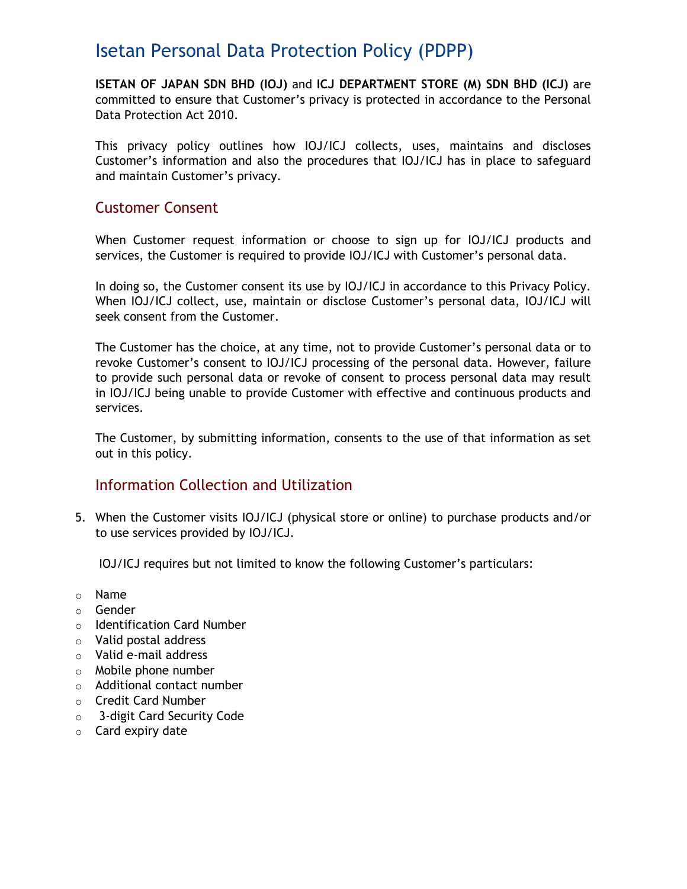# Isetan Personal Data Protection Policy (PDPP)

**ISETAN OF JAPAN SDN BHD (IOJ)** and **ICJ DEPARTMENT STORE (M) SDN BHD (ICJ)** are committed to ensure that Customer's privacy is protected in accordance to the Personal Data Protection Act 2010.

This privacy policy outlines how IOJ/ICJ collects, uses, maintains and discloses Customer's information and also the procedures that IOJ/ICJ has in place to safeguard and maintain Customer's privacy.

## Customer Consent

When Customer request information or choose to sign up for IOJ/ICJ products and services, the Customer is required to provide IOJ/ICJ with Customer's personal data.

In doing so, the Customer consent its use by IOJ/ICJ in accordance to this Privacy Policy. When IOJ/ICJ collect, use, maintain or disclose Customer's personal data, IOJ/ICJ will seek consent from the Customer.

The Customer has the choice, at any time, not to provide Customer's personal data or to revoke Customer's consent to IOJ/ICJ processing of the personal data. However, failure to provide such personal data or revoke of consent to process personal data may result in IOJ/ICJ being unable to provide Customer with effective and continuous products and services.

The Customer, by submitting information, consents to the use of that information as set out in this policy.

## Information Collection and Utilization

5. When the Customer visits IOJ/ICJ (physical store or online) to purchase products and/or to use services provided by IOJ/ICJ.

   IOJ/ICJ requires but not limited to know the following Customer's particulars:

- Name
- Gender
- Identification Card Number
- Valid postal address
- Valid e-mail address
- Mobile phone number
- Additional contact number
- Credit Card Number
- 3-digit Card Security Code
- Card expiry date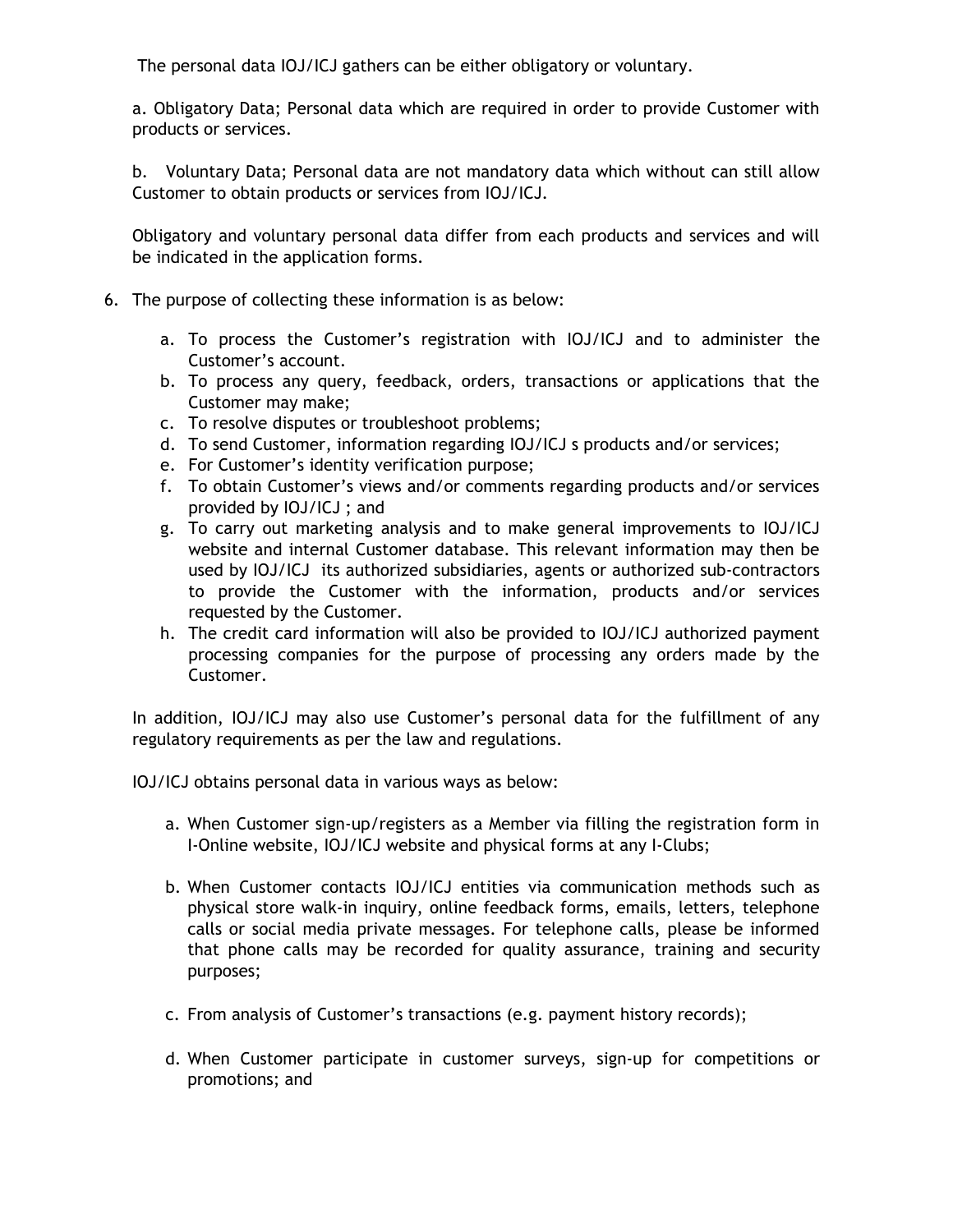The personal data IOJ/ICJ gathers can be either obligatory or voluntary.

a. Obligatory Data; Personal data which are required in order to provide Customer with products or services.

b. Voluntary Data; Personal data are not mandatory data which without can still allow Customer to obtain products or services from IOJ/ICJ.

Obligatory and voluntary personal data differ from each products and services and will be indicated in the application forms.

6. The purpose of collecting these information is as below:

    a. To process the Customer's registration with IOJ/ICJ and to administer the Customer's account.
    b. To process any query, feedback, orders, transactions or applications that the Customer may make;
    c. To resolve disputes or troubleshoot problems;
    d. To send Customer, information regarding IOJ/ICJ s products and/or services;
    e. For Customer's identity verification purpose;
    f. To obtain Customer's views and/or comments regarding products and/or services provided by IOJ/ICJ ; and
    g. To carry out marketing analysis and to make general improvements to IOJ/ICJ website and internal Customer database. This relevant information may then be used by IOJ/ICJ its authorized subsidiaries, agents or authorized sub-contractors to provide the Customer with the information, products and/or services requested by the Customer.
    h. The credit card information will also be provided to IOJ/ICJ authorized payment processing companies for the purpose of processing any orders made by the Customer.

In addition, IOJ/ICJ may also use Customer's personal data for the fulfillment of any regulatory requirements as per the law and regulations.

IOJ/ICJ obtains personal data in various ways as below:

a. When Customer sign-up/registers as a Member via filling the registration form in I-Online website, IOJ/ICJ website and physical forms at any I-Clubs;

b. When Customer contacts IOJ/ICJ entities via communication methods such as physical store walk-in inquiry, online feedback forms, emails, letters, telephone calls or social media private messages. For telephone calls, please be informed that phone calls may be recorded for quality assurance, training and security purposes;

c. From analysis of Customer's transactions (e.g. payment history records);

d. When Customer participate in customer surveys, sign-up for competitions or promotions; and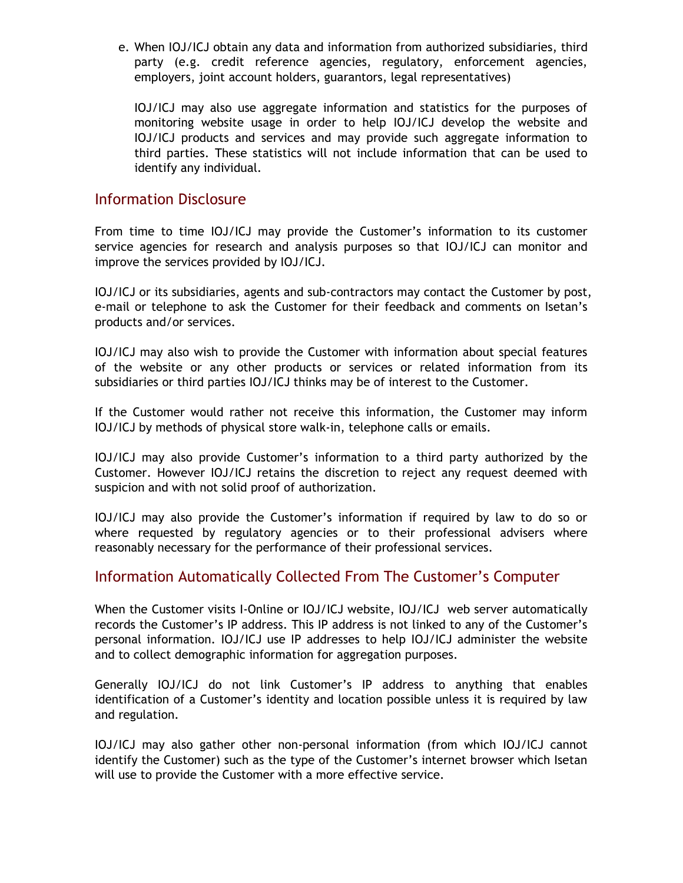e. When IOJ/ICJ obtain any data and information from authorized subsidiaries, third party (e.g. credit reference agencies, regulatory, enforcement agencies, employers, joint account holders, guarantors, legal representatives)

   IOJ/ICJ may also use aggregate information and statistics for the purposes of monitoring website usage in order to help IOJ/ICJ develop the website and IOJ/ICJ products and services and may provide such aggregate information to third parties. These statistics will not include information that can be used to identify any individual.

## Information Disclosure

From time to time IOJ/ICJ may provide the Customer's information to its customer service agencies for research and analysis purposes so that IOJ/ICJ can monitor and improve the services provided by IOJ/ICJ.

IOJ/ICJ or its subsidiaries, agents and sub-contractors may contact the Customer by post, e-mail or telephone to ask the Customer for their feedback and comments on Isetan's products and/or services.

IOJ/ICJ may also wish to provide the Customer with information about special features of the website or any other products or services or related information from its subsidiaries or third parties IOJ/ICJ thinks may be of interest to the Customer.

If the Customer would rather not receive this information, the Customer may inform IOJ/ICJ by methods of physical store walk-in, telephone calls or emails.

IOJ/ICJ may also provide Customer's information to a third party authorized by the Customer. However IOJ/ICJ retains the discretion to reject any request deemed with suspicion and with not solid proof of authorization.

IOJ/ICJ may also provide the Customer's information if required by law to do so or where requested by regulatory agencies or to their professional advisers where reasonably necessary for the performance of their professional services.

## Information Automatically Collected From The Customer's Computer

When the Customer visits I-Online or IOJ/ICJ website, IOJ/ICJ web server automatically records the Customer's IP address. This IP address is not linked to any of the Customer's personal information. IOJ/ICJ use IP addresses to help IOJ/ICJ administer the website and to collect demographic information for aggregation purposes.

Generally IOJ/ICJ do not link Customer's IP address to anything that enables identification of a Customer's identity and location possible unless it is required by law and regulation.

IOJ/ICJ may also gather other non-personal information (from which IOJ/ICJ cannot identify the Customer) such as the type of the Customer's internet browser which Isetan will use to provide the Customer with a more effective service.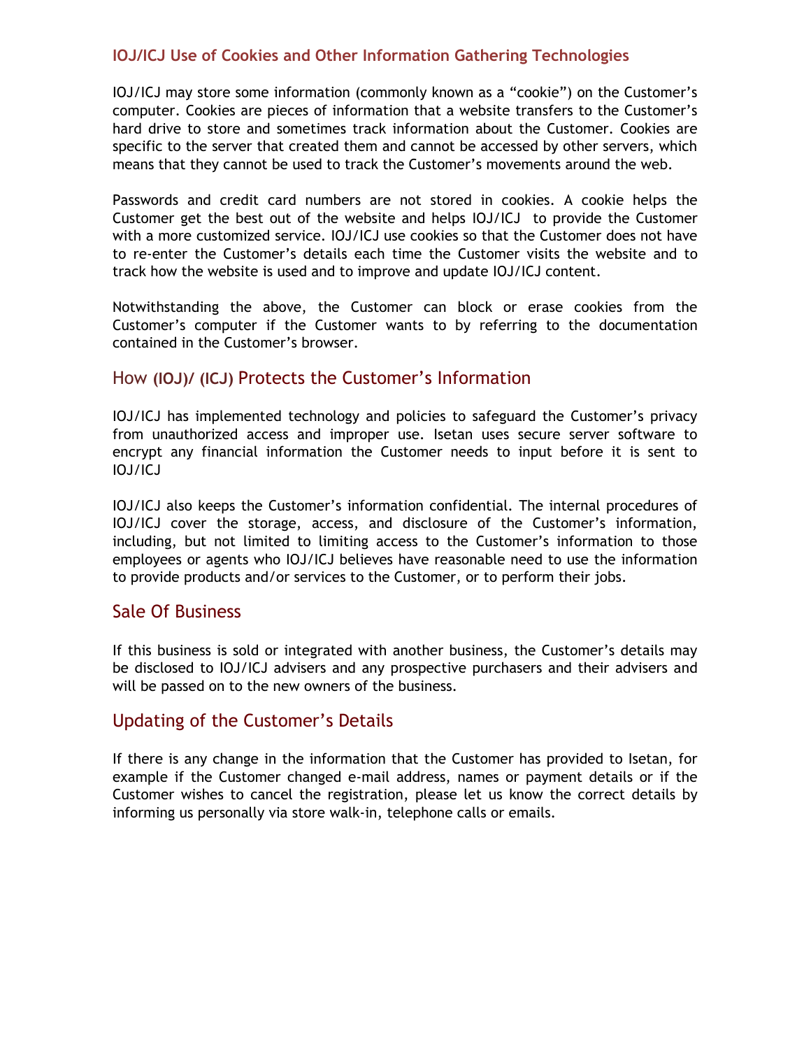### IOJ/ICJ Use of Cookies and Other Information Gathering Technologies

IOJ/ICJ may store some information (commonly known as a "cookie") on the Customer's computer. Cookies are pieces of information that a website transfers to the Customer's hard drive to store and sometimes track information about the Customer. Cookies are specific to the server that created them and cannot be accessed by other servers, which means that they cannot be used to track the Customer's movements around the web.

Passwords and credit card numbers are not stored in cookies. A cookie helps the Customer get the best out of the website and helps IOJ/ICJ to provide the Customer with a more customized service. IOJ/ICJ use cookies so that the Customer does not have to re-enter the Customer's details each time the Customer visits the website and to track how the website is used and to improve and update IOJ/ICJ content.

Notwithstanding the above, the Customer can block or erase cookies from the Customer's computer if the Customer wants to by referring to the documentation contained in the Customer's browser.

## How (IOJ)/ (ICJ) Protects the Customer's Information

IOJ/ICJ has implemented technology and policies to safeguard the Customer's privacy from unauthorized access and improper use. Isetan uses secure server software to encrypt any financial information the Customer needs to input before it is sent to IOJ/ICJ

IOJ/ICJ also keeps the Customer's information confidential. The internal procedures of IOJ/ICJ cover the storage, access, and disclosure of the Customer's information, including, but not limited to limiting access to the Customer's information to those employees or agents who IOJ/ICJ believes have reasonable need to use the information to provide products and/or services to the Customer, or to perform their jobs.

## Sale Of Business

If this business is sold or integrated with another business, the Customer's details may be disclosed to IOJ/ICJ advisers and any prospective purchasers and their advisers and will be passed on to the new owners of the business.

## Updating of the Customer's Details

If there is any change in the information that the Customer has provided to Isetan, for example if the Customer changed e-mail address, names or payment details or if the Customer wishes to cancel the registration, please let us know the correct details by informing us personally via store walk-in, telephone calls or emails.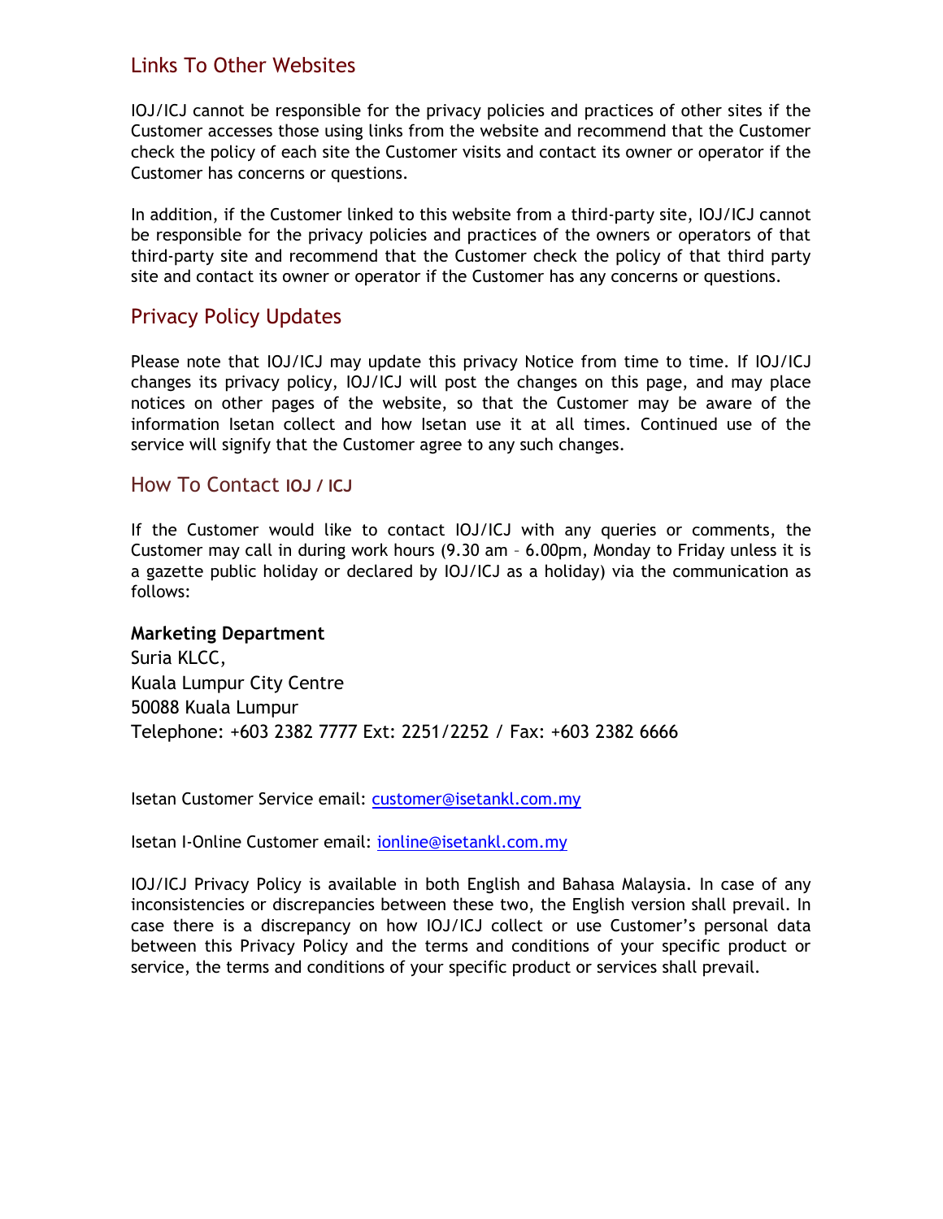## Links To Other Websites

IOJ/ICJ cannot be responsible for the privacy policies and practices of other sites if the Customer accesses those using links from the website and recommend that the Customer check the policy of each site the Customer visits and contact its owner or operator if the Customer has concerns or questions.

In addition, if the Customer linked to this website from a third-party site, IOJ/ICJ cannot be responsible for the privacy policies and practices of the owners or operators of that third-party site and recommend that the Customer check the policy of that third party site and contact its owner or operator if the Customer has any concerns or questions.

## Privacy Policy Updates

Please note that IOJ/ICJ may update this privacy Notice from time to time. If IOJ/ICJ changes its privacy policy, IOJ/ICJ will post the changes on this page, and may place notices on other pages of the website, so that the Customer may be aware of the information Isetan collect and how Isetan use it at all times. Continued use of the service will signify that the Customer agree to any such changes.

## How To Contact IOJ / ICJ

If the Customer would like to contact IOJ/ICJ with any queries or comments, the Customer may call in during work hours (9.30 am – 6.00pm, Monday to Friday unless it is a gazette public holiday or declared by IOJ/ICJ as a holiday) via the communication as follows:

**Marketing Department**
Suria KLCC,
Kuala Lumpur City Centre
50088 Kuala Lumpur
Telephone: +603 2382 7777 Ext: 2251/2252 / Fax: +603 2382 6666

Isetan Customer Service email: customer@isetankl.com.my

Isetan I-Online Customer email: ionline@isetankl.com.my

IOJ/ICJ Privacy Policy is available in both English and Bahasa Malaysia. In case of any inconsistencies or discrepancies between these two, the English version shall prevail. In case there is a discrepancy on how IOJ/ICJ collect or use Customer's personal data between this Privacy Policy and the terms and conditions of your specific product or service, the terms and conditions of your specific product or services shall prevail.